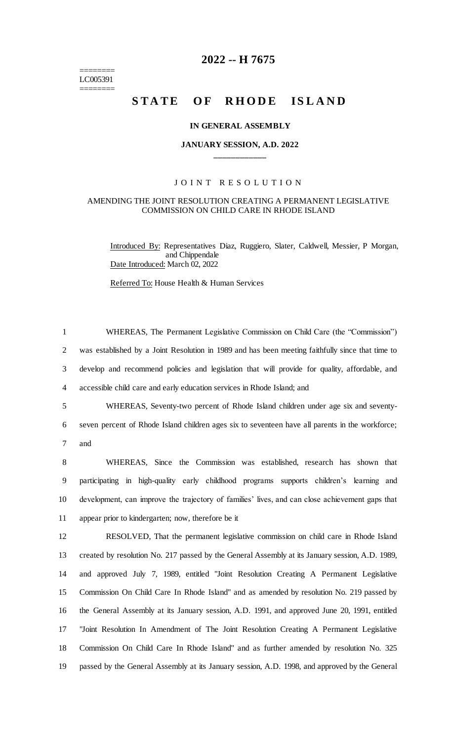# 2022 -- H 7675

========
LC005391
========

# STATE OF RHODE ISLAND

## IN GENERAL ASSEMBLY

### JANUARY SESSION, A.D. 2022

____________

## JOINT RESOLUTION

### AMENDING THE JOINT RESOLUTION CREATING A PERMANENT LEGISLATIVE COMMISSION ON CHILD CARE IN RHODE ISLAND

Introduced By: Representatives Diaz, Ruggiero, Slater, Caldwell, Messier, P Morgan, and Chippendale

Date Introduced: March 02, 2022

Referred To: House Health & Human Services

1 WHEREAS, The Permanent Legislative Commission on Child Care (the "Commission")
2 was established by a Joint Resolution in 1989 and has been meeting faithfully since that time to
3 develop and recommend policies and legislation that will provide for quality, affordable, and
4 accessible child care and early education services in Rhode Island; and

5 WHEREAS, Seventy-two percent of Rhode Island children under age six and seventy-
6 seven percent of Rhode Island children ages six to seventeen have all parents in the workforce;
7 and

8 WHEREAS, Since the Commission was established, research has shown that
9 participating in high-quality early childhood programs supports children's learning and
10 development, can improve the trajectory of families' lives, and can close achievement gaps that
11 appear prior to kindergarten; now, therefore be it

12 RESOLVED, That the permanent legislative commission on child care in Rhode Island
13 created by resolution No. 217 passed by the General Assembly at its January session, A.D. 1989,
14 and approved July 7, 1989, entitled "Joint Resolution Creating A Permanent Legislative
15 Commission On Child Care In Rhode Island" and as amended by resolution No. 219 passed by
16 the General Assembly at its January session, A.D. 1991, and approved June 20, 1991, entitled
17 "Joint Resolution In Amendment of The Joint Resolution Creating A Permanent Legislative
18 Commission On Child Care In Rhode Island" and as further amended by resolution No. 325
19 passed by the General Assembly at its January session, A.D. 1998, and approved by the General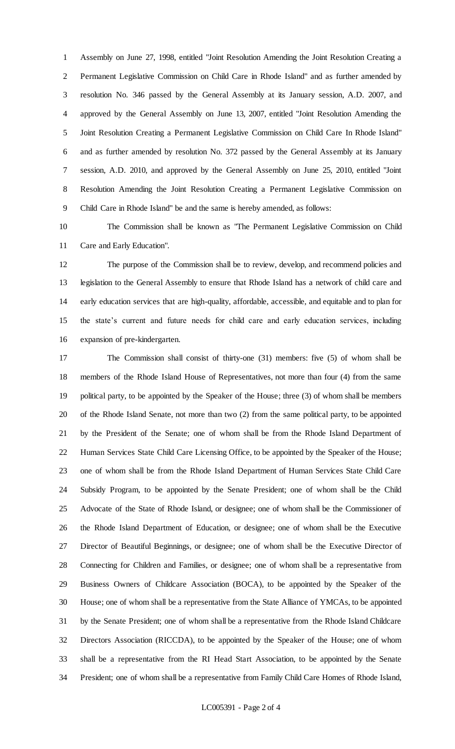Assembly on June 27, 1998, entitled "Joint Resolution Amending the Joint Resolution Creating a Permanent Legislative Commission on Child Care in Rhode Island" and as further amended by resolution No. 346 passed by the General Assembly at its January session, A.D. 2007, and approved by the General Assembly on June 13, 2007, entitled "Joint Resolution Amending the Joint Resolution Creating a Permanent Legislative Commission on Child Care In Rhode Island" and as further amended by resolution No. 372 passed by the General Assembly at its January session, A.D. 2010, and approved by the General Assembly on June 25, 2010, entitled "Joint Resolution Amending the Joint Resolution Creating a Permanent Legislative Commission on Child Care in Rhode Island" be and the same is hereby amended, as follows:

The Commission shall be known as "The Permanent Legislative Commission on Child Care and Early Education".

The purpose of the Commission shall be to review, develop, and recommend policies and legislation to the General Assembly to ensure that Rhode Island has a network of child care and early education services that are high-quality, affordable, accessible, and equitable and to plan for the state's current and future needs for child care and early education services, including expansion of pre-kindergarten.

The Commission shall consist of thirty-one (31) members: five (5) of whom shall be members of the Rhode Island House of Representatives, not more than four (4) from the same political party, to be appointed by the Speaker of the House; three (3) of whom shall be members of the Rhode Island Senate, not more than two (2) from the same political party, to be appointed by the President of the Senate; one of whom shall be from the Rhode Island Department of Human Services State Child Care Licensing Office, to be appointed by the Speaker of the House; one of whom shall be from the Rhode Island Department of Human Services State Child Care Subsidy Program, to be appointed by the Senate President; one of whom shall be the Child Advocate of the State of Rhode Island, or designee; one of whom shall be the Commissioner of the Rhode Island Department of Education, or designee; one of whom shall be the Executive Director of Beautiful Beginnings, or designee; one of whom shall be the Executive Director of Connecting for Children and Families, or designee; one of whom shall be a representative from Business Owners of Childcare Association (BOCA), to be appointed by the Speaker of the House; one of whom shall be a representative from the State Alliance of YMCAs, to be appointed by the Senate President; one of whom shall be a representative from the Rhode Island Childcare Directors Association (RICCDA), to be appointed by the Speaker of the House; one of whom shall be a representative from the RI Head Start Association, to be appointed by the Senate President; one of whom shall be a representative from Family Child Care Homes of Rhode Island,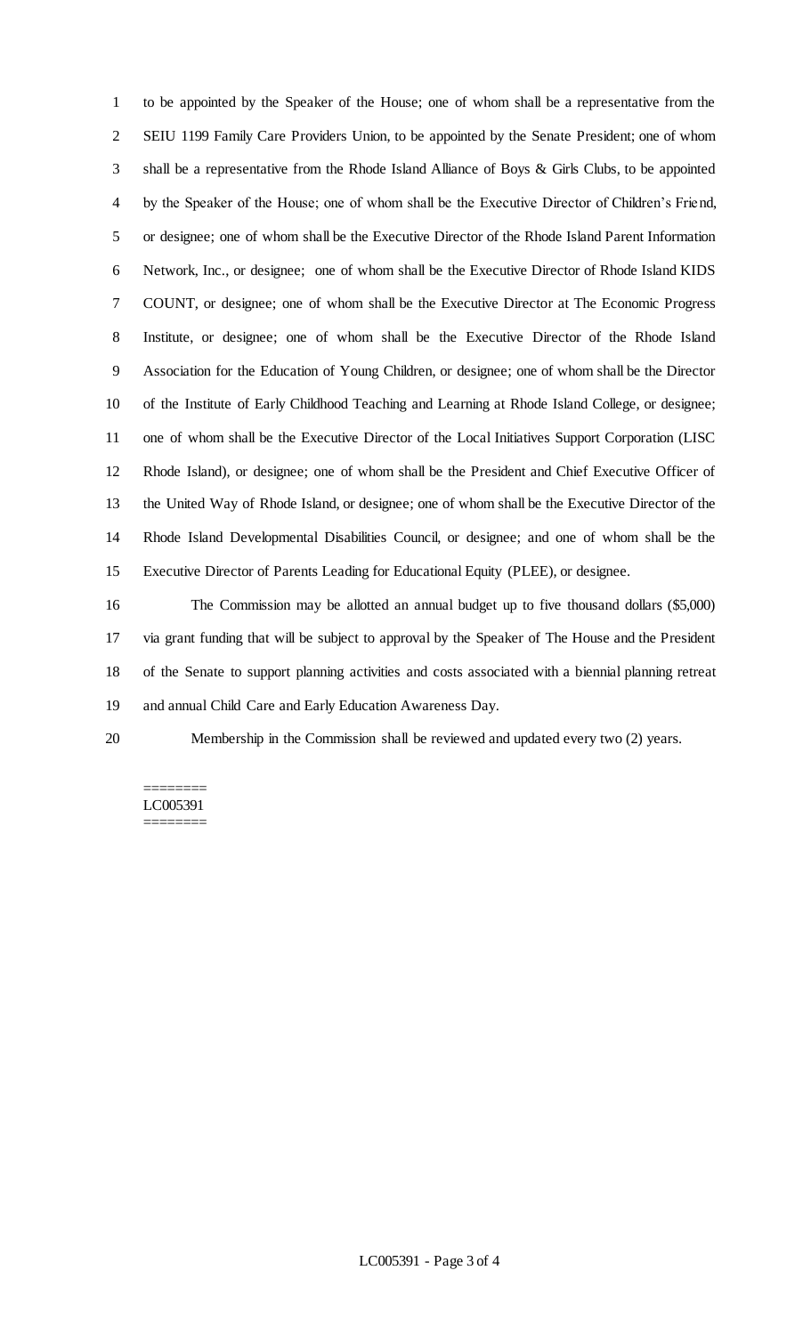to be appointed by the Speaker of the House; one of whom shall be a representative from the SEIU 1199 Family Care Providers Union, to be appointed by the Senate President; one of whom shall be a representative from the Rhode Island Alliance of Boys & Girls Clubs, to be appointed by the Speaker of the House; one of whom shall be the Executive Director of Children's Friend, or designee; one of whom shall be the Executive Director of the Rhode Island Parent Information Network, Inc., or designee; one of whom shall be the Executive Director of Rhode Island KIDS COUNT, or designee; one of whom shall be the Executive Director at The Economic Progress Institute, or designee; one of whom shall be the Executive Director of the Rhode Island Association for the Education of Young Children, or designee; one of whom shall be the Director of the Institute of Early Childhood Teaching and Learning at Rhode Island College, or designee; one of whom shall be the Executive Director of the Local Initiatives Support Corporation (LISC Rhode Island), or designee; one of whom shall be the President and Chief Executive Officer of the United Way of Rhode Island, or designee; one of whom shall be the Executive Director of the Rhode Island Developmental Disabilities Council, or designee; and one of whom shall be the Executive Director of Parents Leading for Educational Equity (PLEE), or designee.

The Commission may be allotted an annual budget up to five thousand dollars ($5,000) via grant funding that will be subject to approval by the Speaker of The House and the President of the Senate to support planning activities and costs associated with a biennial planning retreat and annual Child Care and Early Education Awareness Day.

Membership in the Commission shall be reviewed and updated every two (2) years.

========
LC005391
========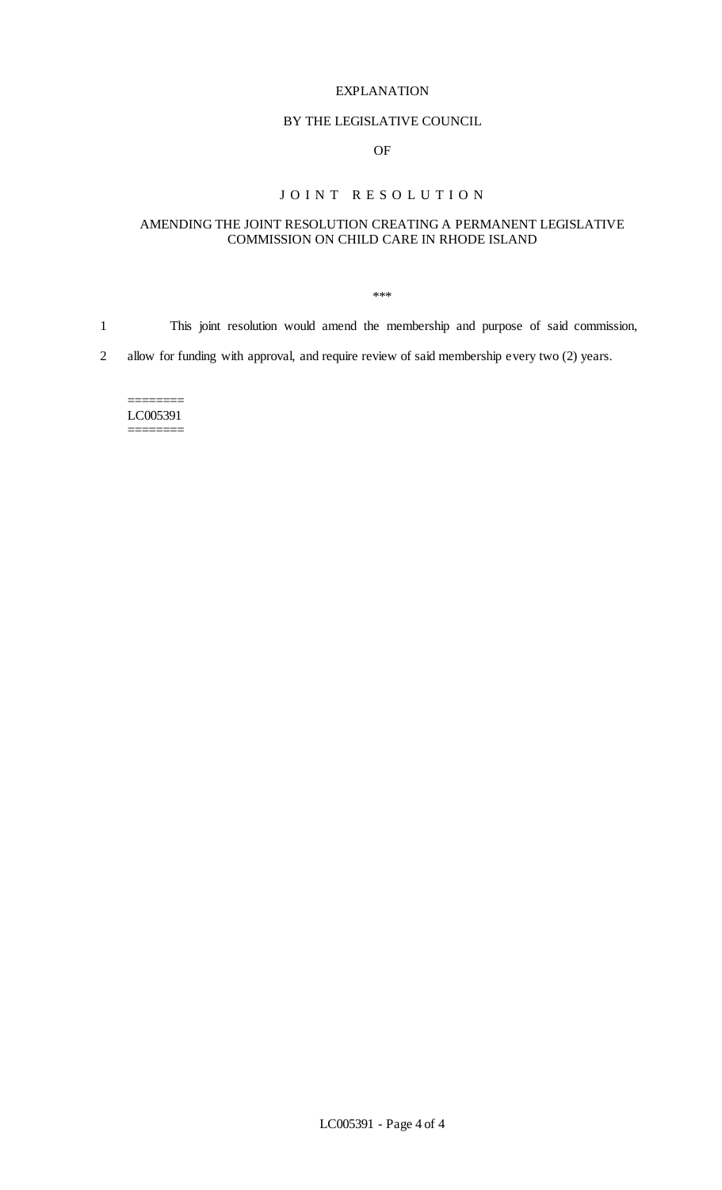EXPLANATION

BY THE LEGISLATIVE COUNCIL

OF

# J O I N T R E S O L U T I O N

AMENDING THE JOINT RESOLUTION CREATING A PERMANENT LEGISLATIVE COMMISSION ON CHILD CARE IN RHODE ISLAND

\*\*\*

1 This joint resolution would amend the membership and purpose of said commission,

2 allow for funding with approval, and require review of said membership every two (2) years.

========
LC005391
========